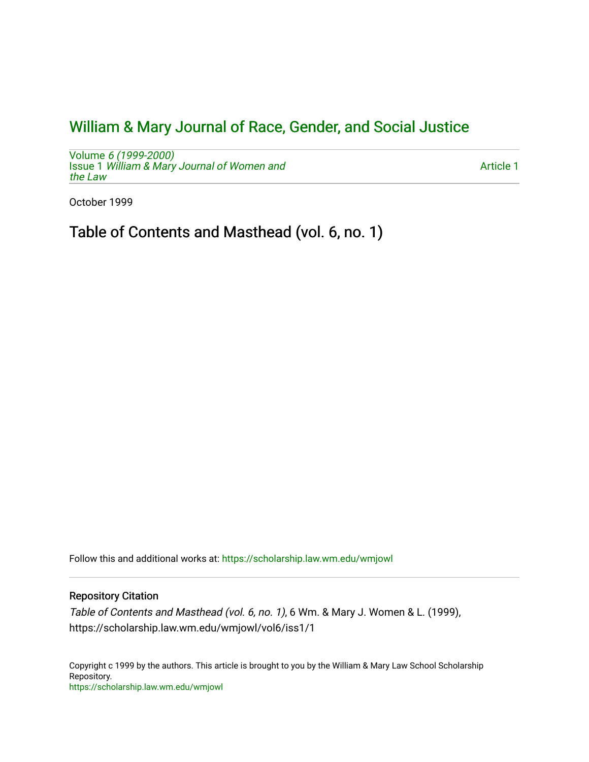# William & Mary Journal of Race, Gender, and Social Justice

Volume *6 (1999-2000)*
Issue 1 *William & Mary Journal of Women and the Law*

Article 1

October 1999

## Table of Contents and Masthead (vol. 6, no. 1)

Follow this and additional works at: https://scholarship.law.wm.edu/wmjowl

### Repository Citation

*Table of Contents and Masthead (vol. 6, no. 1)*, 6 Wm. & Mary J. Women & L. (1999), https://scholarship.law.wm.edu/wmjowl/vol6/iss1/1

Copyright c 1999 by the authors. This article is brought to you by the William & Mary Law School Scholarship Repository.
https://scholarship.law.wm.edu/wmjowl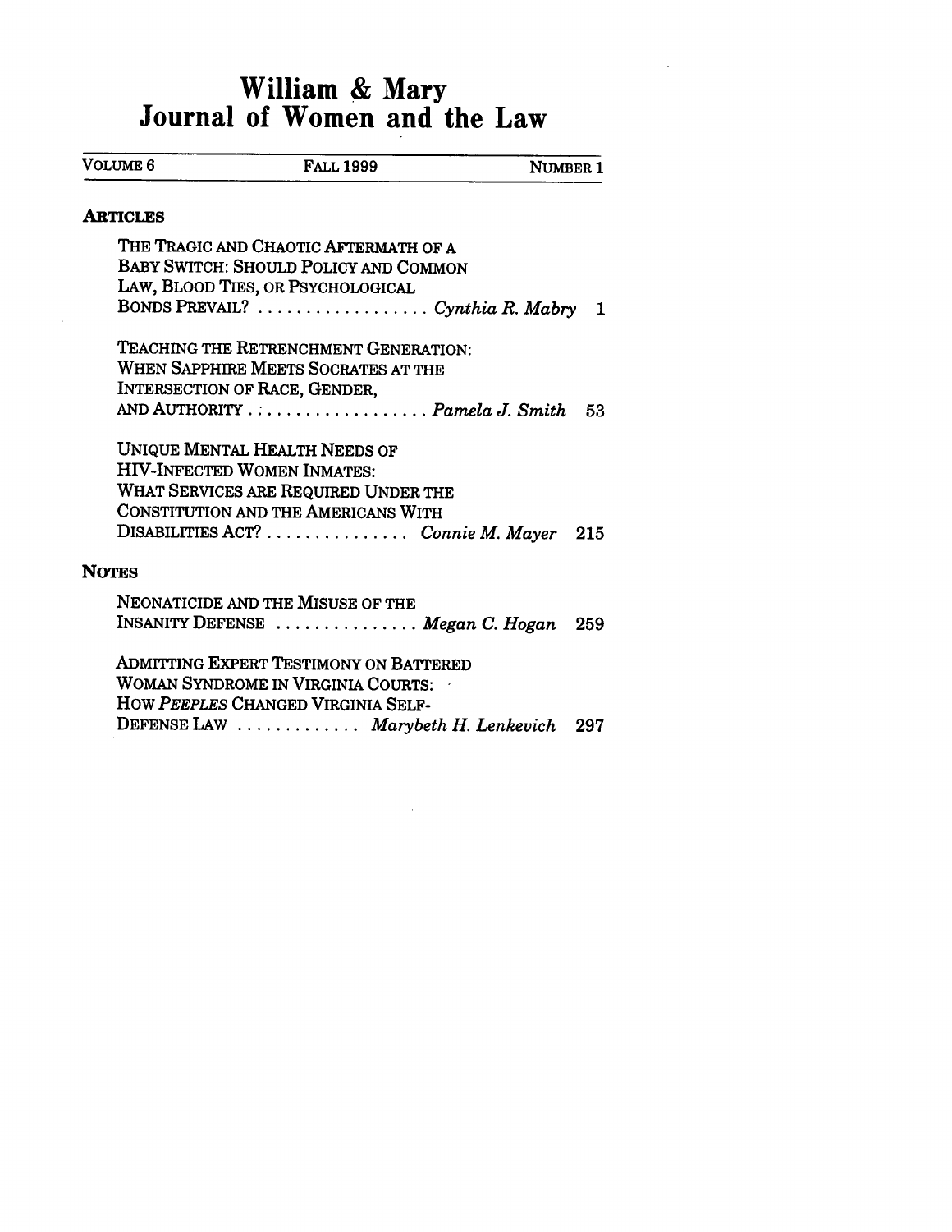# William & Mary Journal of Women and the Law

VOLUME 6 FALL 1999 NUMBER 1

## ARTICLES

THE TRAGIC AND CHAOTIC AFTERMATH OF A BABY SWITCH: SHOULD POLICY AND COMMON LAW, BLOOD TIES, OR PSYCHOLOGICAL BONDS PREVAIL? .................. *Cynthia R. Mabry* 1

TEACHING THE RETRENCHMENT GENERATION: WHEN SAPPHIRE MEETS SOCRATES AT THE INTERSECTION OF RACE, GENDER, AND AUTHORITY .................. *Pamela J. Smith* 53

UNIQUE MENTAL HEALTH NEEDS OF HIV-INFECTED WOMEN INMATES: WHAT SERVICES ARE REQUIRED UNDER THE CONSTITUTION AND THE AMERICANS WITH DISABILITIES ACT? ............... *Connie M. Mayer* 215

## NOTES

NEONATICIDE AND THE MISUSE OF THE INSANITY DEFENSE ............... *Megan C. Hogan* 259

ADMITTING EXPERT TESTIMONY ON BATTERED WOMAN SYNDROME IN VIRGINIA COURTS: HOW *PEEPLES* CHANGED VIRGINIA SELF-DEFENSE LAW ............. *Marybeth H. Lenkevich* 297